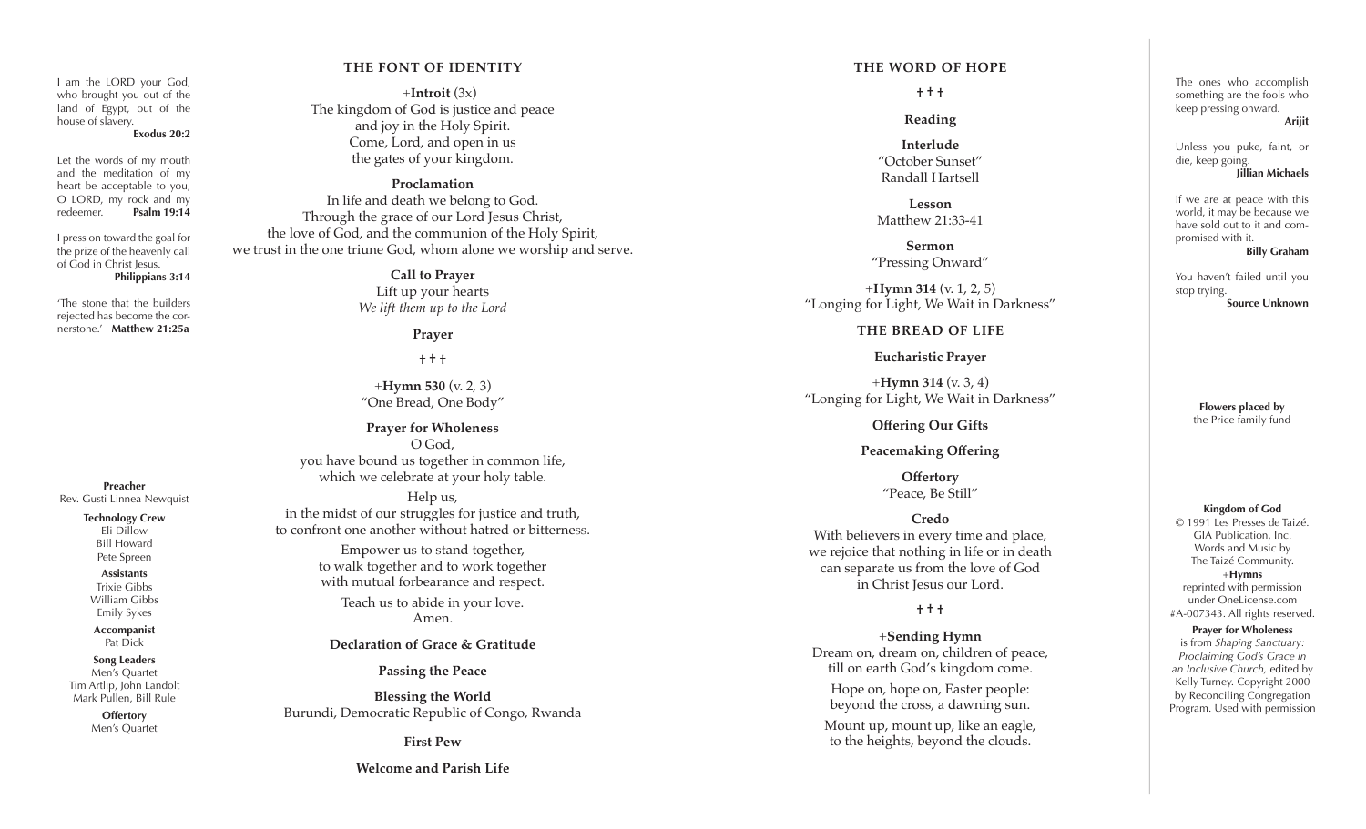I am the LORD your God, who brought you out of the land of Egypt, out of the house of slavery.
**Exodus 20:2**

Let the words of my mouth and the meditation of my heart be acceptable to you, O LORD, my rock and my redeemer. **Psalm 19:14**

I press on toward the goal for the prize of the heavenly call of God in Christ Jesus.
**Philippians 3:14**

'The stone that the builders rejected has become the cornerstone.' **Matthew 21:25a**

**Preacher**
Rev. Gusti Linnea Newquist

**Technology Crew**
Eli Dillow
Bill Howard
Pete Spreen

**Assistants**
Trixie Gibbs
William Gibbs
Emily Sykes

**Accompanist**
Pat Dick

**Song Leaders**
Men's Quartet
Tim Artlip, John Landolt
Mark Pullen, Bill Rule

**Offertory**
Men's Quartet

## THE FONT OF IDENTITY

+**Introit** (3x)
The kingdom of God is justice and peace
and joy in the Holy Spirit.
Come, Lord, and open in us
the gates of your kingdom.

**Proclamation**
In life and death we belong to God.
Through the grace of our Lord Jesus Christ,
the love of God, and the communion of the Holy Spirit,
we trust in the one triune God, whom alone we worship and serve.

**Call to Prayer**
Lift up your hearts
*We lift them up to the Lord*

**Prayer**

† † †

+**Hymn 530** (v. 2, 3)
"One Bread, One Body"

**Prayer for Wholeness**
O God,
you have bound us together in common life,
which we celebrate at your holy table.

Help us,
in the midst of our struggles for justice and truth,
to confront one another without hatred or bitterness.

Empower us to stand together,
to walk together and to work together
with mutual forbearance and respect.

Teach us to abide in your love.
Amen.

**Declaration of Grace & Gratitude**

**Passing the Peace**

**Blessing the World**
Burundi, Democratic Republic of Congo, Rwanda

**First Pew**

**Welcome and Parish Life**

## THE WORD OF HOPE

† † †

**Reading**

**Interlude**
"October Sunset"
Randall Hartsell

**Lesson**
Matthew 21:33-41

**Sermon**
"Pressing Onward"

+**Hymn 314** (v. 1, 2, 5)
"Longing for Light, We Wait in Darkness"

## THE BREAD OF LIFE

**Eucharistic Prayer**

+**Hymn 314** (v. 3, 4)
"Longing for Light, We Wait in Darkness"

**Offering Our Gifts**

**Peacemaking Offering**

**Offertory**
"Peace, Be Still"

**Credo**
With believers in every time and place,
we rejoice that nothing in life or in death
can separate us from the love of God
in Christ Jesus our Lord.

† † †

+**Sending Hymn**
Dream on, dream on, children of peace,
till on earth God's kingdom come.

Hope on, hope on, Easter people:
beyond the cross, a dawning sun.

Mount up, mount up, like an eagle,
to the heights, beyond the clouds.

The ones who accomplish something are the fools who keep pressing onward.
**Arijit**

Unless you puke, faint, or die, keep going.
**Jillian Michaels**

If we are at peace with this world, it may be because we have sold out to it and compromised with it.
**Billy Graham**

You haven't failed until you stop trying.
**Source Unknown**

**Flowers placed by**
the Price family fund

**Kingdom of God**
© 1991 Les Presses de Taizé.
GIA Publication, Inc.
Words and Music by
The Taizé Community.

+**Hymns**
reprinted with permission
under OneLicense.com
#A-007343. All rights reserved.

**Prayer for Wholeness**
is from *Shaping Sanctuary: Proclaiming God's Grace in an Inclusive Church,* edited by Kelly Turney. Copyright 2000 by Reconciling Congregation Program. Used with permission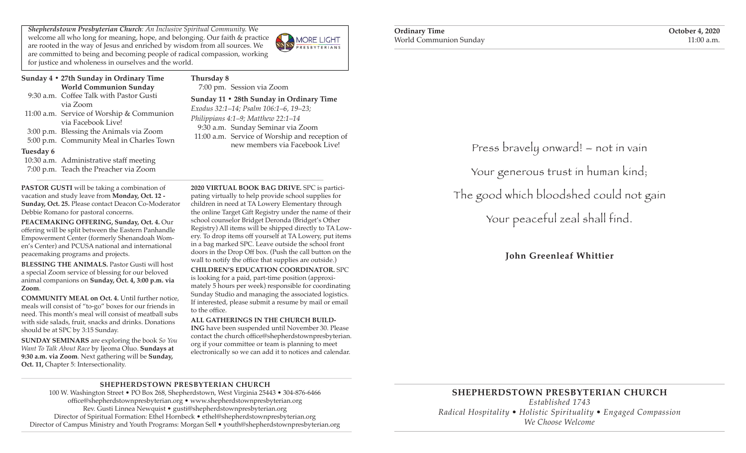*Shepherdstown Presbyterian Church: An Inclusive Spiritual Community.* We welcome all who long for meaning, hope, and belonging. Our faith & practice are rooted in the way of Jesus and enriched by wisdom from all sources. We are committed to being and becoming people of radical compassion, working for justice and wholeness in ourselves and the world.

MORE LIGHT PRESBYTERIANS

**Sunday 4 • 27th Sunday in Ordinary Time**
**World Communion Sunday**

9:30 a.m. Coffee Talk with Pastor Gusti via Zoom
11:00 a.m. Service of Worship & Communion via Facebook Live!
3:00 p.m. Blessing the Animals via Zoom
5:00 p.m. Community Meal in Charles Town

**Tuesday 6**

10:30 a.m. Administrative staff meeting
7:00 p.m. Teach the Preacher via Zoom

**Thursday 8**

7:00 pm. Session via Zoom

**Sunday 11 • 28th Sunday in Ordinary Time**

*Exodus 32:1–14; Psalm 106:1–6, 19–23; Philippians 4:1–9; Matthew 22:1–14*

9:30 a.m. Sunday Seminar via Zoom
11:00 a.m. Service of Worship and reception of new members via Facebook Live!

**PASTOR GUSTI** will be taking a combination of vacation and study leave from **Monday, Oct. 12 - Sunday, Oct. 25.** Please contact Deacon Co-Moderator Debbie Romano for pastoral concerns.

**PEACEMAKING OFFERING, Sunday, Oct. 4.** Our offering will be split between the Eastern Panhandle Empowerment Center (formerly Shenandoah Women's Center) and PCUSA national and international peacemaking programs and projects.

**BLESSING THE ANIMALS.** Pastor Gusti will host a special Zoom service of blessing for our beloved animal companions on **Sunday, Oct. 4, 3:00 p.m. via Zoom**.

**COMMUNITY MEAL on Oct. 4.** Until further notice, meals will consist of "to-go" boxes for our friends in need. This month's meal will consist of meatball subs with side salads, fruit, snacks and drinks. Donations should be at SPC by 3:15 Sunday.

**SUNDAY SEMINARS** are exploring the book *So You Want To Talk About Race* by Ijeoma Oluo. **Sundays at 9:30 a.m. via Zoom**. Next gathering will be **Sunday, Oct. 11,** Chapter 5: Intersectionality.

**2020 VIRTUAL BOOK BAG DRIVE.** SPC is participating virtually to help provide school supplies for children in need at TA Lowery Elementary through the online Target Gift Registry under the name of their school counselor Bridget Deronda (Bridget's Other Registry) All items will be shipped directly to TA Lowery. To drop items off yourself at TA Lowery, put items in a bag marked SPC. Leave outside the school front doors in the Drop Off box. (Push the call button on the wall to notify the office that supplies are outside.)

**CHILDREN'S EDUCATION COORDINATOR.** SPC is looking for a paid, part-time position (approximately 5 hours per week) responsible for coordinating Sunday Studio and managing the associated logistics. If interested, please submit a resume by mail or email to the office.

**ALL GATHERINGS IN THE CHURCH BUILDING** have been suspended until November 30. Please contact the church office@shepherdstownpresbyterian.org if your committee or team is planning to meet electronically so we can add it to notices and calendar.

**SHEPHERDSTOWN PRESBYTERIAN CHURCH**

100 W. Washington Street • PO Box 268, Shepherdstown, West Virginia 25443 • 304-876-6466
office@shepherdstownpresbyterian.org • www.shepherdstownpresbyterian.org
Rev. Gusti Linnea Newquist • gusti@shepherdstownpresbyterian.org
Director of Spiritual Formation: Ethel Hornbeck • ethel@shepherdstownpresbyterian.org
Director of Campus Ministry and Youth Programs: Morgan Sell • youth@shepherdstownpresbyterian.org

---

**Ordinary Time** — **October 4, 2020**
World Communion Sunday — 11:00 a.m.

Press bravely onward! – not in vain
Your generous trust in human kind;
The good which bloodshed could not gain
Your peaceful zeal shall find.

**John Greenleaf Whittier**

## SHEPHERDSTOWN PRESBYTERIAN CHURCH

*Established 1743*
*Radical Hospitality • Holistic Spirituality • Engaged Compassion*
*We Choose Welcome*